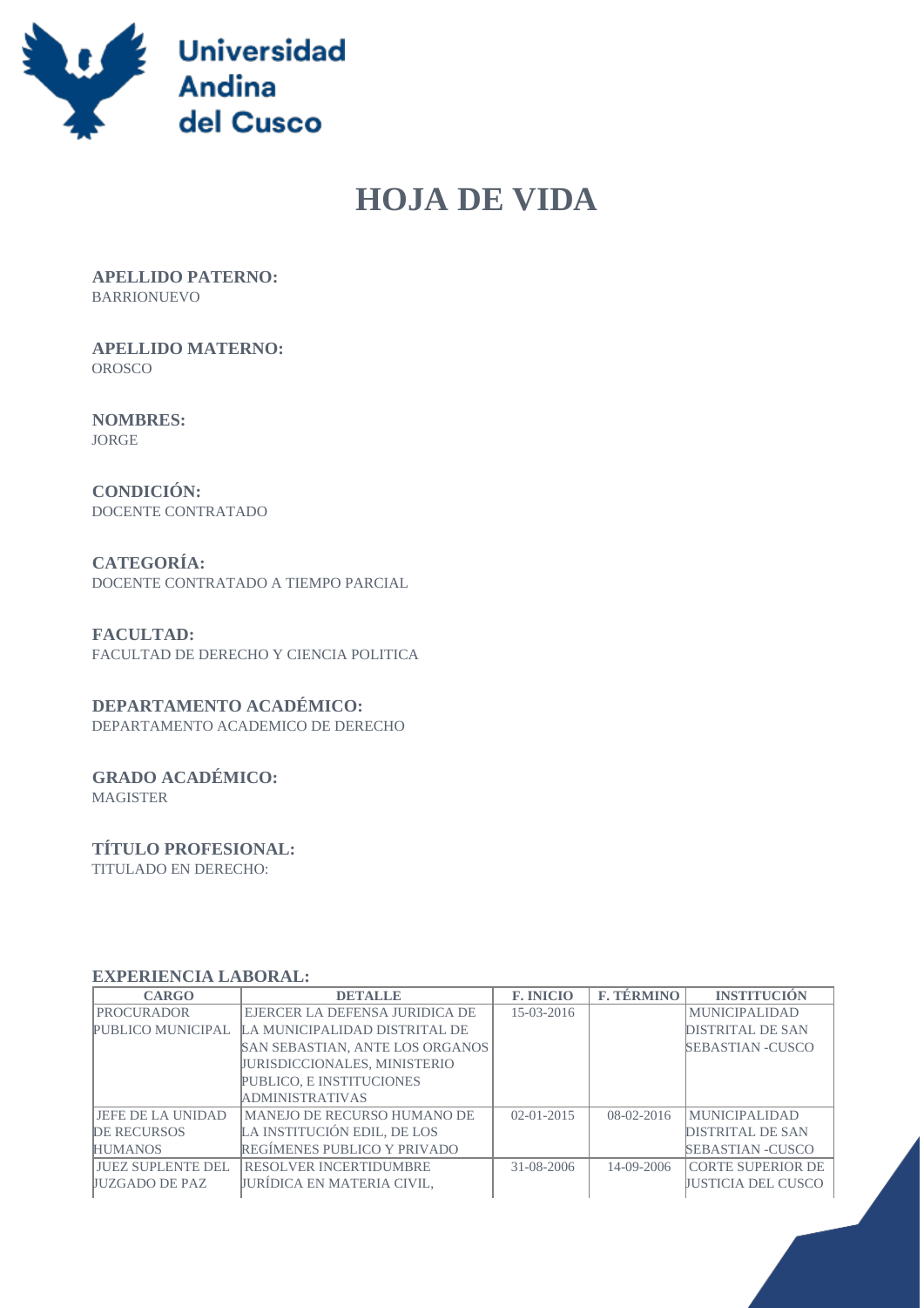# HOJA DE VIDA

**APELLIDO PATERNO:**
BARRIONUEVO

**APELLIDO MATERNO:**
OROSCO

**NOMBRES:**
JORGE

**CONDICIÓN:**
DOCENTE CONTRATADO

**CATEGORÍA:**
DOCENTE CONTRATADO A TIEMPO PARCIAL

**FACULTAD:**
FACULTAD DE DERECHO Y CIENCIA POLITICA

**DEPARTAMENTO ACADÉMICO:**
DEPARTAMENTO ACADEMICO DE DERECHO

**GRADO ACADÉMICO:**
MAGISTER

**TÍTULO PROFESIONAL:**
TITULADO EN DERECHO:

**EXPERIENCIA LABORAL:**

| CARGO | DETALLE | F. INICIO | F. TÉRMINO | INSTITUCIÓN |
|---|---|---|---|---|
| PROCURADOR PUBLICO MUNICIPAL | EJERCER LA DEFENSA JURIDICA DE LA MUNICIPALIDAD DISTRITAL DE SAN SEBASTIAN, ANTE LOS ORGANOS JURISDICCIONALES, MINISTERIO PUBLICO, E INSTITUCIONES ADMINISTRATIVAS | 15-03-2016 | | MUNICIPALIDAD DISTRITAL DE SAN SEBASTIAN -CUSCO |
| JEFE DE LA UNIDAD DE RECURSOS HUMANOS | MANEJO DE RECURSO HUMANO DE LA INSTITUCIÓN EDIL, DE LOS REGÍMENES PUBLICO Y PRIVADO | 02-01-2015 | 08-02-2016 | MUNICIPALIDAD DISTRITAL DE SAN SEBASTIAN -CUSCO |
| JUEZ SUPLENTE DEL JUZGADO DE PAZ | RESOLVER INCERTIDUMBRE JURÍDICA EN MATERIA CIVIL, | 31-08-2006 | 14-09-2006 | CORTE SUPERIOR DE JUSTICIA DEL CUSCO |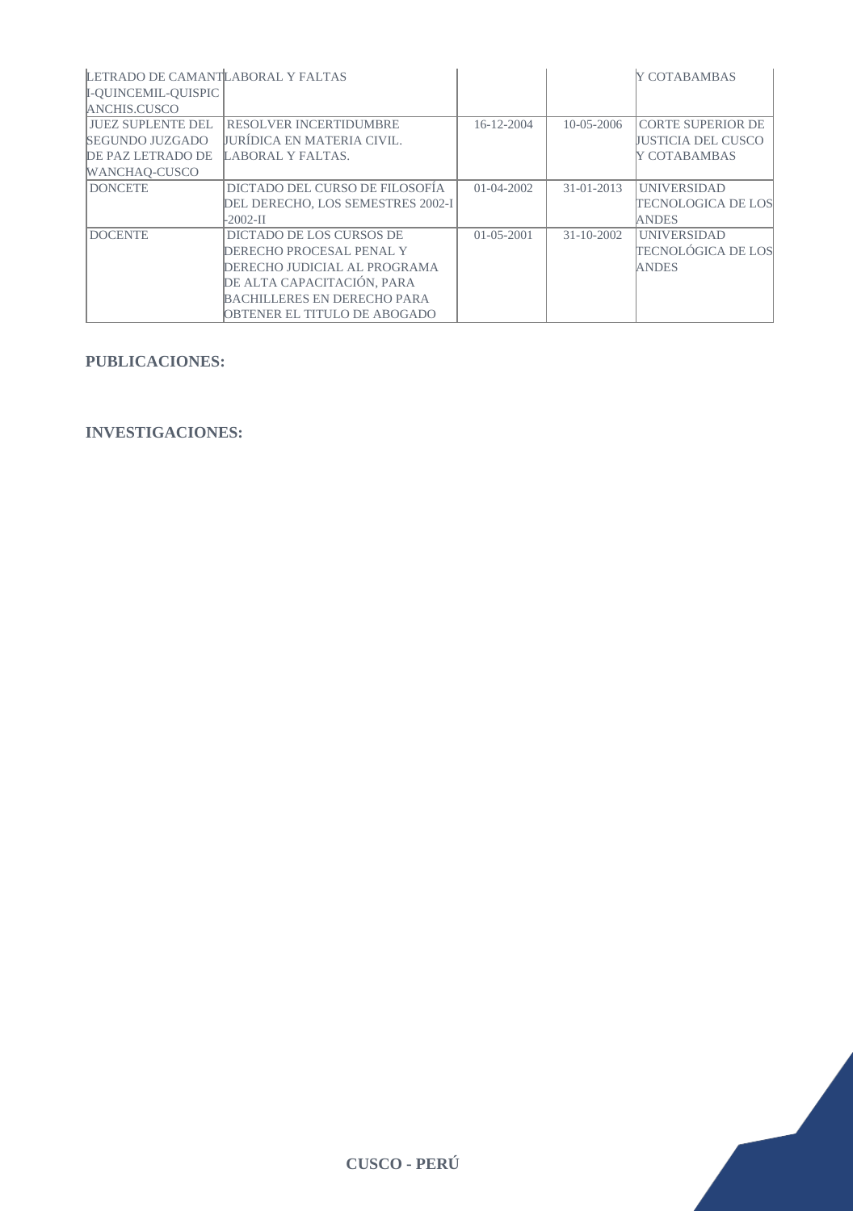| | | | | |
|---|---|---|---|---|
| LETRADO DE CAMANTI-QUINCEMIL-QUISPICANCHIS.CUSCO | LABORAL Y FALTAS | | | Y COTABAMBAS |
| JUEZ SUPLENTE DEL SEGUNDO JUZGADO DE PAZ LETRADO DE WANCHAQ-CUSCO | RESOLVER INCERTIDUMBRE JURÍDICA EN MATERIA CIVIL. LABORAL Y FALTAS. | 16-12-2004 | 10-05-2006 | CORTE SUPERIOR DE JUSTICIA DEL CUSCO Y COTABAMBAS |
| DONCETE | DICTADO DEL CURSO DE FILOSOFÍA DEL DERECHO, LOS SEMESTRES 2002-I -2002-II | 01-04-2002 | 31-01-2013 | UNIVERSIDAD TECNOLOGICA DE LOS ANDES |
| DOCENTE | DICTADO DE LOS CURSOS DE DERECHO PROCESAL PENAL Y DERECHO JUDICIAL AL PROGRAMA DE ALTA CAPACITACIÓN, PARA BACHILLERES EN DERECHO PARA OBTENER EL TITULO DE ABOGADO | 01-05-2001 | 31-10-2002 | UNIVERSIDAD TECNOLÓGICA DE LOS ANDES |

## PUBLICACIONES:

## INVESTIGACIONES: